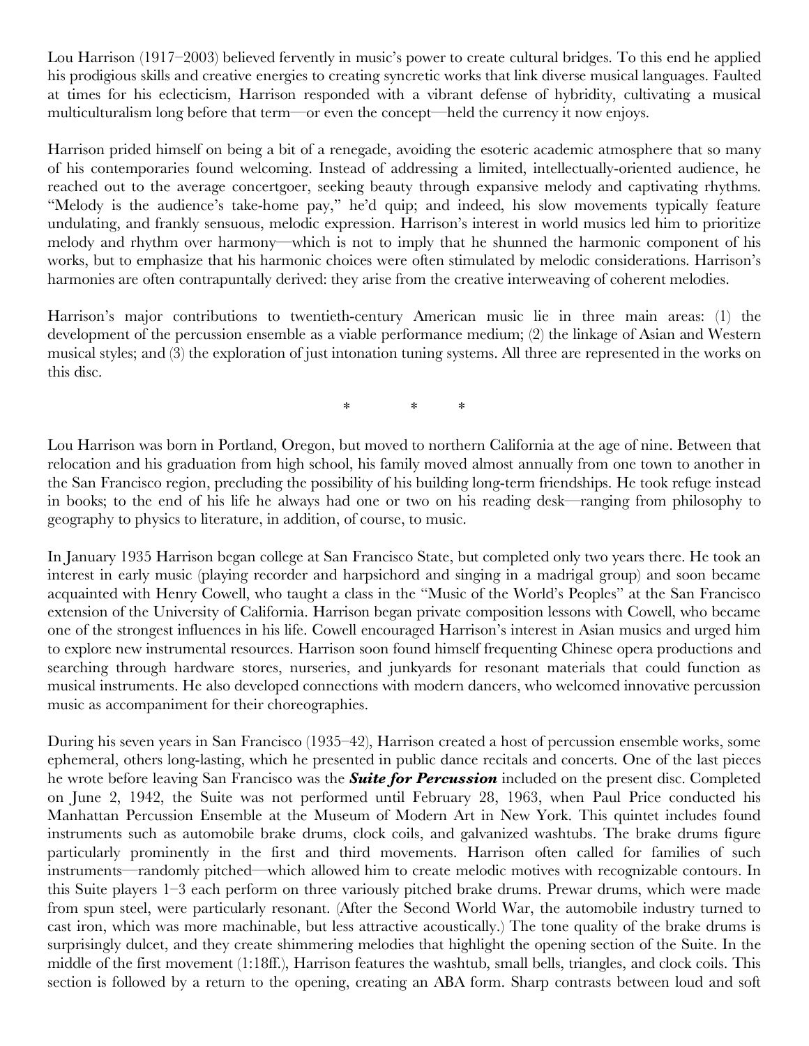Lou Harrison (1917–2003) believed fervently in music's power to create cultural bridges. To this end he applied his prodigious skills and creative energies to creating syncretic works that link diverse musical languages. Faulted at times for his eclecticism, Harrison responded with a vibrant defense of hybridity, cultivating a musical multiculturalism long before that term—or even the concept—held the currency it now enjoys.

Harrison prided himself on being a bit of a renegade, avoiding the esoteric academic atmosphere that so many of his contemporaries found welcoming. Instead of addressing a limited, intellectually-oriented audience, he reached out to the average concertgoer, seeking beauty through expansive melody and captivating rhythms. "Melody is the audience's take-home pay," he'd quip; and indeed, his slow movements typically feature undulating, and frankly sensuous, melodic expression. Harrison's interest in world musics led him to prioritize melody and rhythm over harmony—which is not to imply that he shunned the harmonic component of his works, but to emphasize that his harmonic choices were often stimulated by melodic considerations. Harrison's harmonies are often contrapuntally derived: they arise from the creative interweaving of coherent melodies.

Harrison's major contributions to twentieth-century American music lie in three main areas: (1) the development of the percussion ensemble as a viable performance medium; (2) the linkage of Asian and Western musical styles; and (3) the exploration of just intonation tuning systems. All three are represented in the works on this disc.

\* \* \*

Lou Harrison was born in Portland, Oregon, but moved to northern California at the age of nine. Between that relocation and his graduation from high school, his family moved almost annually from one town to another in the San Francisco region, precluding the possibility of his building long-term friendships. He took refuge instead in books; to the end of his life he always had one or two on his reading desk—ranging from philosophy to geography to physics to literature, in addition, of course, to music.

In January 1935 Harrison began college at San Francisco State, but completed only two years there. He took an interest in early music (playing recorder and harpsichord and singing in a madrigal group) and soon became acquainted with Henry Cowell, who taught a class in the "Music of the World's Peoples" at the San Francisco extension of the University of California. Harrison began private composition lessons with Cowell, who became one of the strongest influences in his life. Cowell encouraged Harrison's interest in Asian musics and urged him to explore new instrumental resources. Harrison soon found himself frequenting Chinese opera productions and searching through hardware stores, nurseries, and junkyards for resonant materials that could function as musical instruments. He also developed connections with modern dancers, who welcomed innovative percussion music as accompaniment for their choreographies.

During his seven years in San Francisco (1935–42), Harrison created a host of percussion ensemble works, some ephemeral, others long-lasting, which he presented in public dance recitals and concerts. One of the last pieces he wrote before leaving San Francisco was the ***Suite for Percussion*** included on the present disc. Completed on June 2, 1942, the Suite was not performed until February 28, 1963, when Paul Price conducted his Manhattan Percussion Ensemble at the Museum of Modern Art in New York. This quintet includes found instruments such as automobile brake drums, clock coils, and galvanized washtubs. The brake drums figure particularly prominently in the first and third movements. Harrison often called for families of such instruments—randomly pitched—which allowed him to create melodic motives with recognizable contours. In this Suite players 1–3 each perform on three variously pitched brake drums. Prewar drums, which were made from spun steel, were particularly resonant. (After the Second World War, the automobile industry turned to cast iron, which was more machinable, but less attractive acoustically.) The tone quality of the brake drums is surprisingly dulcet, and they create shimmering melodies that highlight the opening section of the Suite. In the middle of the first movement (1:18ff.), Harrison features the washtub, small bells, triangles, and clock coils. This section is followed by a return to the opening, creating an ABA form. Sharp contrasts between loud and soft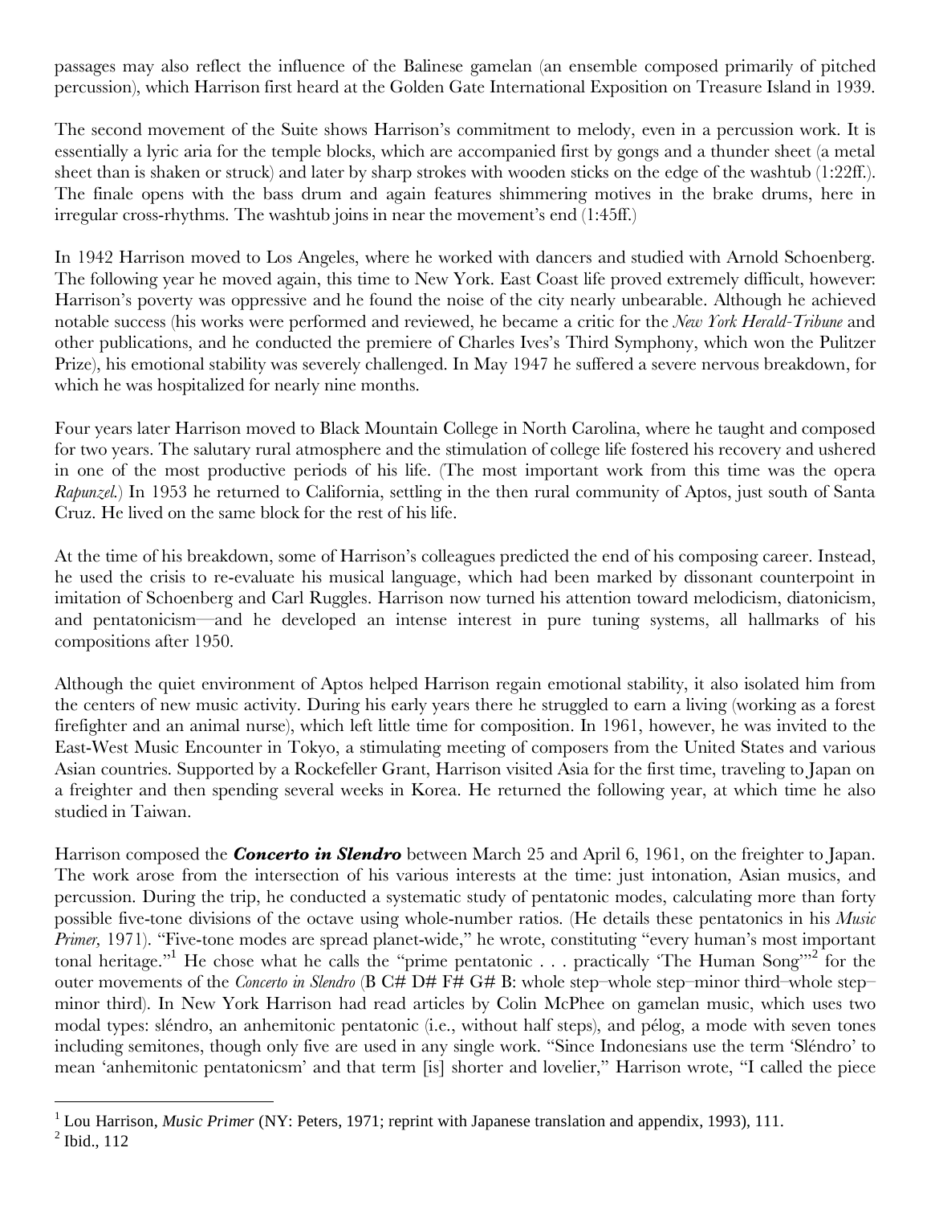passages may also reflect the influence of the Balinese gamelan (an ensemble composed primarily of pitched percussion), which Harrison first heard at the Golden Gate International Exposition on Treasure Island in 1939.

The second movement of the Suite shows Harrison's commitment to melody, even in a percussion work. It is essentially a lyric aria for the temple blocks, which are accompanied first by gongs and a thunder sheet (a metal sheet than is shaken or struck) and later by sharp strokes with wooden sticks on the edge of the washtub (1:22ff.). The finale opens with the bass drum and again features shimmering motives in the brake drums, here in irregular cross-rhythms. The washtub joins in near the movement's end (1:45ff.)

In 1942 Harrison moved to Los Angeles, where he worked with dancers and studied with Arnold Schoenberg. The following year he moved again, this time to New York. East Coast life proved extremely difficult, however: Harrison's poverty was oppressive and he found the noise of the city nearly unbearable. Although he achieved notable success (his works were performed and reviewed, he became a critic for the *New York Herald-Tribune* and other publications, and he conducted the premiere of Charles Ives's Third Symphony, which won the Pulitzer Prize), his emotional stability was severely challenged. In May 1947 he suffered a severe nervous breakdown, for which he was hospitalized for nearly nine months.

Four years later Harrison moved to Black Mountain College in North Carolina, where he taught and composed for two years. The salutary rural atmosphere and the stimulation of college life fostered his recovery and ushered in one of the most productive periods of his life. (The most important work from this time was the opera *Rapunzel.*) In 1953 he returned to California, settling in the then rural community of Aptos, just south of Santa Cruz. He lived on the same block for the rest of his life.

At the time of his breakdown, some of Harrison's colleagues predicted the end of his composing career. Instead, he used the crisis to re-evaluate his musical language, which had been marked by dissonant counterpoint in imitation of Schoenberg and Carl Ruggles. Harrison now turned his attention toward melodicism, diatonicism, and pentatonicism—and he developed an intense interest in pure tuning systems, all hallmarks of his compositions after 1950.

Although the quiet environment of Aptos helped Harrison regain emotional stability, it also isolated him from the centers of new music activity. During his early years there he struggled to earn a living (working as a forest firefighter and an animal nurse), which left little time for composition. In 1961, however, he was invited to the East-West Music Encounter in Tokyo, a stimulating meeting of composers from the United States and various Asian countries. Supported by a Rockefeller Grant, Harrison visited Asia for the first time, traveling to Japan on a freighter and then spending several weeks in Korea. He returned the following year, at which time he also studied in Taiwan.

Harrison composed the ***Concerto in Slendro*** between March 25 and April 6, 1961, on the freighter to Japan. The work arose from the intersection of his various interests at the time: just intonation, Asian musics, and percussion. During the trip, he conducted a systematic study of pentatonic modes, calculating more than forty possible five-tone divisions of the octave using whole-number ratios. (He details these pentatonics in his *Music Primer,* 1971). "Five-tone modes are spread planet-wide," he wrote, constituting "every human's most important tonal heritage."[1] He chose what he calls the "prime pentatonic . . . practically 'The Human Song'"[2] for the outer movements of the *Concerto in Slendro* (B C# D# F# G# B: whole step–whole step–minor third–whole step–minor third). In New York Harrison had read articles by Colin McPhee on gamelan music, which uses two modal types: sléndro, an anhemitonic pentatonic (i.e., without half steps), and pélog, a mode with seven tones including semitones, though only five are used in any single work. "Since Indonesians use the term 'Sléndro' to mean 'anhemitonic pentatonicsm' and that term [is] shorter and lovelier," Harrison wrote, "I called the piece

[1] Lou Harrison, *Music Primer* (NY: Peters, 1971; reprint with Japanese translation and appendix, 1993), 111.

[2] Ibid., 112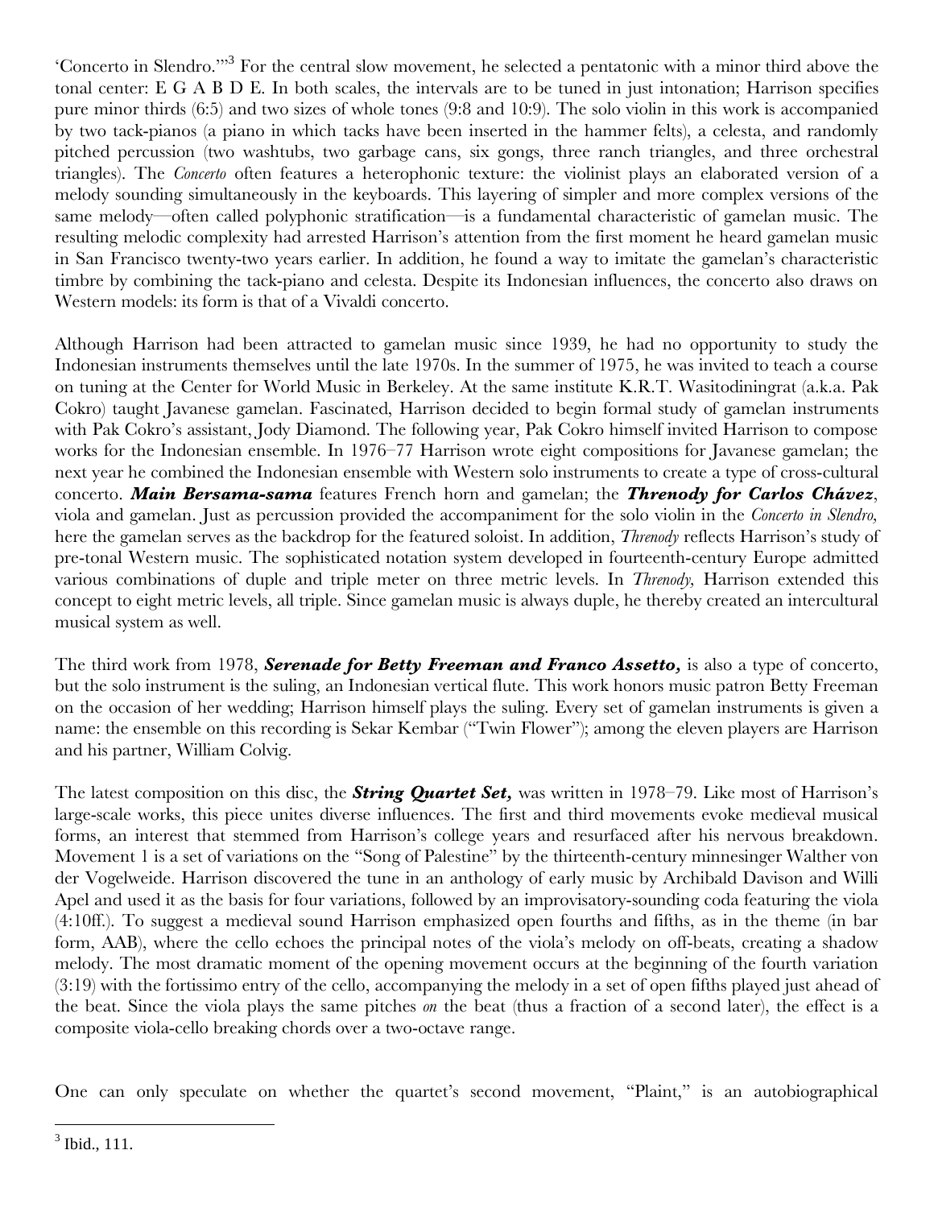'Concerto in Slendro.'"[3] For the central slow movement, he selected a pentatonic with a minor third above the tonal center: E G A B D E. In both scales, the intervals are to be tuned in just intonation; Harrison specifies pure minor thirds (6:5) and two sizes of whole tones (9:8 and 10:9). The solo violin in this work is accompanied by two tack-pianos (a piano in which tacks have been inserted in the hammer felts), a celesta, and randomly pitched percussion (two washtubs, two garbage cans, six gongs, three ranch triangles, and three orchestral triangles). The *Concerto* often features a heterophonic texture: the violinist plays an elaborated version of a melody sounding simultaneously in the keyboards. This layering of simpler and more complex versions of the same melody—often called polyphonic stratification—is a fundamental characteristic of gamelan music. The resulting melodic complexity had arrested Harrison's attention from the first moment he heard gamelan music in San Francisco twenty-two years earlier. In addition, he found a way to imitate the gamelan's characteristic timbre by combining the tack-piano and celesta. Despite its Indonesian influences, the concerto also draws on Western models: its form is that of a Vivaldi concerto.

Although Harrison had been attracted to gamelan music since 1939, he had no opportunity to study the Indonesian instruments themselves until the late 1970s. In the summer of 1975, he was invited to teach a course on tuning at the Center for World Music in Berkeley. At the same institute K.R.T. Wasitodiningrat (a.k.a. Pak Cokro) taught Javanese gamelan. Fascinated, Harrison decided to begin formal study of gamelan instruments with Pak Cokro's assistant, Jody Diamond. The following year, Pak Cokro himself invited Harrison to compose works for the Indonesian ensemble. In 1976–77 Harrison wrote eight compositions for Javanese gamelan; the next year he combined the Indonesian ensemble with Western solo instruments to create a type of cross-cultural concerto. ***Main Bersama-sama*** features French horn and gamelan; the ***Threnody for Carlos Chávez***, viola and gamelan. Just as percussion provided the accompaniment for the solo violin in the *Concerto in Slendro,* here the gamelan serves as the backdrop for the featured soloist. In addition, *Threnody* reflects Harrison's study of pre-tonal Western music. The sophisticated notation system developed in fourteenth-century Europe admitted various combinations of duple and triple meter on three metric levels. In *Threnody,* Harrison extended this concept to eight metric levels, all triple. Since gamelan music is always duple, he thereby created an intercultural musical system as well.

The third work from 1978, ***Serenade for Betty Freeman and Franco Assetto,*** is also a type of concerto, but the solo instrument is the suling, an Indonesian vertical flute. This work honors music patron Betty Freeman on the occasion of her wedding; Harrison himself plays the suling. Every set of gamelan instruments is given a name: the ensemble on this recording is Sekar Kembar ("Twin Flower"); among the eleven players are Harrison and his partner, William Colvig.

The latest composition on this disc, the ***String Quartet Set,*** was written in 1978–79. Like most of Harrison's large-scale works, this piece unites diverse influences. The first and third movements evoke medieval musical forms, an interest that stemmed from Harrison's college years and resurfaced after his nervous breakdown. Movement 1 is a set of variations on the "Song of Palestine" by the thirteenth-century minnesinger Walther von der Vogelweide. Harrison discovered the tune in an anthology of early music by Archibald Davison and Willi Apel and used it as the basis for four variations, followed by an improvisatory-sounding coda featuring the viola (4:10ff.). To suggest a medieval sound Harrison emphasized open fourths and fifths, as in the theme (in bar form, AAB), where the cello echoes the principal notes of the viola's melody on off-beats, creating a shadow melody. The most dramatic moment of the opening movement occurs at the beginning of the fourth variation (3:19) with the fortissimo entry of the cello, accompanying the melody in a set of open fifths played just ahead of the beat. Since the viola plays the same pitches *on* the beat (thus a fraction of a second later), the effect is a composite viola-cello breaking chords over a two-octave range.

One can only speculate on whether the quartet's second movement, "Plaint," is an autobiographical

[3] Ibid., 111.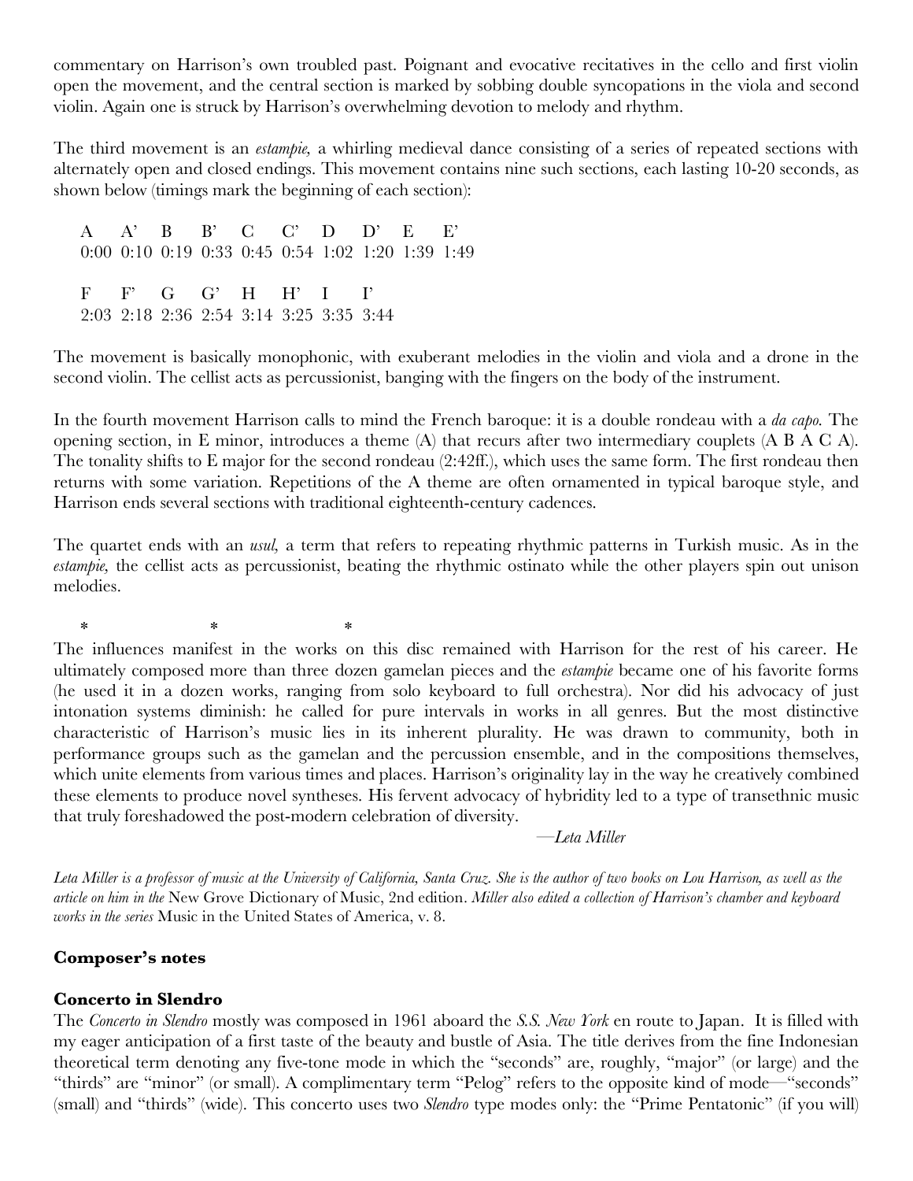commentary on Harrison's own troubled past. Poignant and evocative recitatives in the cello and first violin open the movement, and the central section is marked by sobbing double syncopations in the viola and second violin. Again one is struck by Harrison's overwhelming devotion to melody and rhythm.

The third movement is an *estampie,* a whirling medieval dance consisting of a series of repeated sections with alternately open and closed endings. This movement contains nine such sections, each lasting 10-20 seconds, as shown below (timings mark the beginning of each section):

| A | A' | B | B' | C | C' | D | D' | E | E' |
|---|---|---|---|---|---|---|---|---|---|
| 0:00 | 0:10 | 0:19 | 0:33 | 0:45 | 0:54 | 1:02 | 1:20 | 1:39 | 1:49 |

| F | F' | G | G' | H | H' | I | I' |
|---|---|---|---|---|---|---|---|
| 2:03 | 2:18 | 2:36 | 2:54 | 3:14 | 3:25 | 3:35 | 3:44 |

The movement is basically monophonic, with exuberant melodies in the violin and viola and a drone in the second violin. The cellist acts as percussionist, banging with the fingers on the body of the instrument.

In the fourth movement Harrison calls to mind the French baroque: it is a double rondeau with a *da capo.* The opening section, in E minor, introduces a theme (A) that recurs after two intermediary couplets (A B A C A). The tonality shifts to E major for the second rondeau (2:42ff.), which uses the same form. The first rondeau then returns with some variation. Repetitions of the A theme are often ornamented in typical baroque style, and Harrison ends several sections with traditional eighteenth-century cadences.

The quartet ends with an *usul,* a term that refers to repeating rhythmic patterns in Turkish music. As in the *estampie,* the cellist acts as percussionist, beating the rhythmic ostinato while the other players spin out unison melodies.

\*          \*          \*

The influences manifest in the works on this disc remained with Harrison for the rest of his career. He ultimately composed more than three dozen gamelan pieces and the *estampie* became one of his favorite forms (he used it in a dozen works, ranging from solo keyboard to full orchestra). Nor did his advocacy of just intonation systems diminish: he called for pure intervals in works in all genres. But the most distinctive characteristic of Harrison's music lies in its inherent plurality. He was drawn to community, both in performance groups such as the gamelan and the percussion ensemble, and in the compositions themselves, which unite elements from various times and places. Harrison's originality lay in the way he creatively combined these elements to produce novel syntheses. His fervent advocacy of hybridity led to a type of transethnic music that truly foreshadowed the post-modern celebration of diversity.

—*Leta Miller*

*Leta Miller is a professor of music at the University of California, Santa Cruz. She is the author of two books on Lou Harrison, as well as the article on him in the* New Grove Dictionary of Music, 2nd edition. *Miller also edited a collection of Harrison's chamber and keyboard works in the series* Music in the United States of America, v. 8.

**Composer's notes**

**Concerto in Slendro**

The *Concerto in Slendro* mostly was composed in 1961 aboard the *S.S. New York* en route to Japan. It is filled with my eager anticipation of a first taste of the beauty and bustle of Asia. The title derives from the fine Indonesian theoretical term denoting any five-tone mode in which the "seconds" are, roughly, "major" (or large) and the "thirds" are "minor" (or small). A complimentary term "Pelog" refers to the opposite kind of mode—"seconds" (small) and "thirds" (wide). This concerto uses two *Slendro* type modes only: the "Prime Pentatonic" (if you will)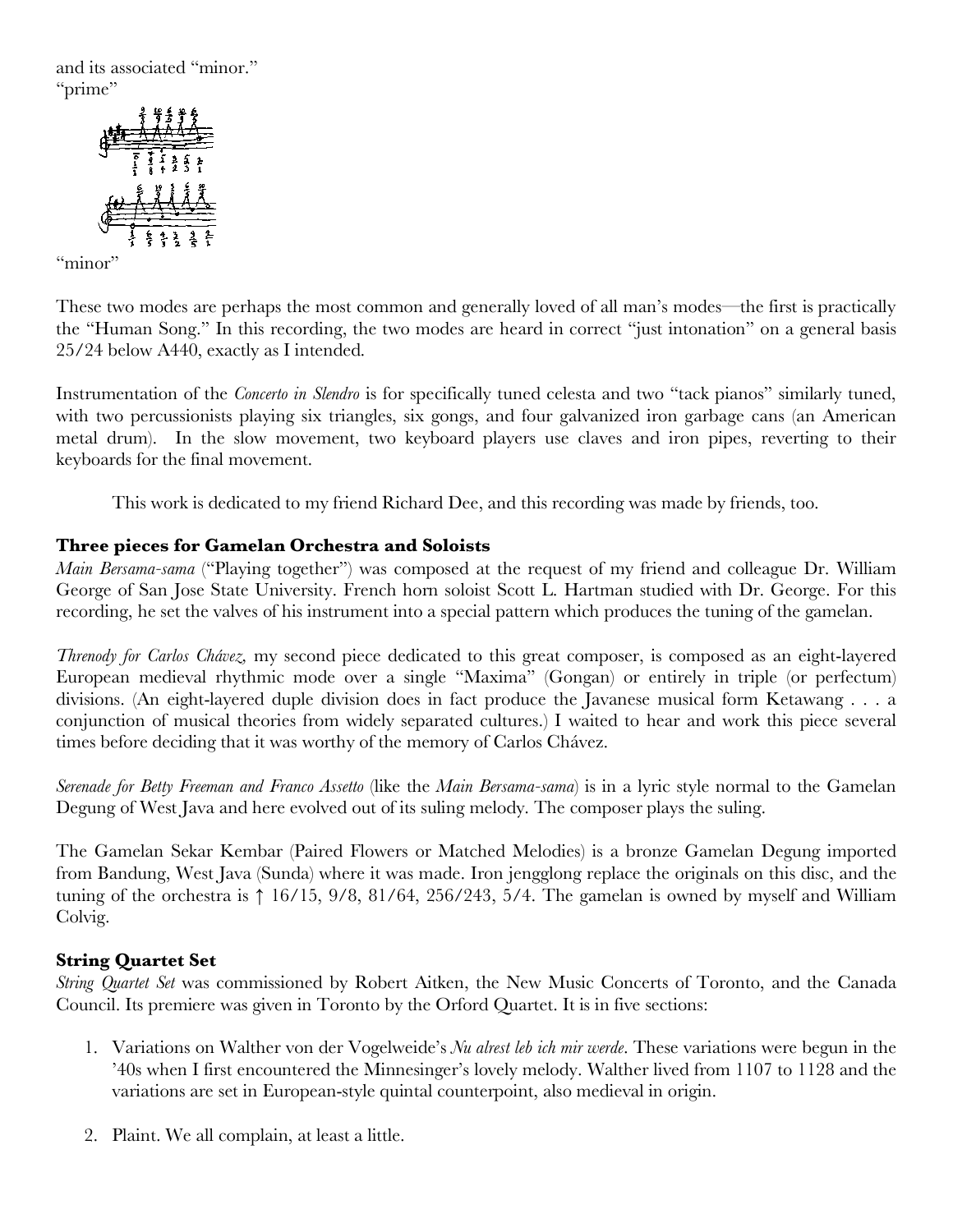and its associated "minor."
"prime"

"minor"

These two modes are perhaps the most common and generally loved of all man's modes—the first is practically the "Human Song." In this recording, the two modes are heard in correct "just intonation" on a general basis 25/24 below A440, exactly as I intended.

Instrumentation of the *Concerto in Slendro* is for specifically tuned celesta and two "tack pianos" similarly tuned, with two percussionists playing six triangles, six gongs, and four galvanized iron garbage cans (an American metal drum). In the slow movement, two keyboard players use claves and iron pipes, reverting to their keyboards for the final movement.

This work is dedicated to my friend Richard Dee, and this recording was made by friends, too.

### Three pieces for Gamelan Orchestra and Soloists

*Main Bersama-sama* ("Playing together") was composed at the request of my friend and colleague Dr. William George of San Jose State University. French horn soloist Scott L. Hartman studied with Dr. George. For this recording, he set the valves of his instrument into a special pattern which produces the tuning of the gamelan.

*Threnody for Carlos Chávez,* my second piece dedicated to this great composer, is composed as an eight-layered European medieval rhythmic mode over a single "Maxima" (Gongan) or entirely in triple (or perfectum) divisions. (An eight-layered duple division does in fact produce the Javanese musical form Ketawang . . . a conjunction of musical theories from widely separated cultures.) I waited to hear and work this piece several times before deciding that it was worthy of the memory of Carlos Chávez.

*Serenade for Betty Freeman and Franco Assetto* (like the *Main Bersama-sama*) is in a lyric style normal to the Gamelan Degung of West Java and here evolved out of its suling melody. The composer plays the suling.

The Gamelan Sekar Kembar (Paired Flowers or Matched Melodies) is a bronze Gamelan Degung imported from Bandung, West Java (Sunda) where it was made. Iron jengglong replace the originals on this disc, and the tuning of the orchestra is ↑ 16/15, 9/8, 81/64, 256/243, 5/4. The gamelan is owned by myself and William Colvig.

### String Quartet Set

*String Quartet Set* was commissioned by Robert Aitken, the New Music Concerts of Toronto, and the Canada Council. Its premiere was given in Toronto by the Orford Quartet. It is in five sections:

1. Variations on Walther von der Vogelweide's *Nu alrest leb ich mir werde*. These variations were begun in the '40s when I first encountered the Minnesinger's lovely melody. Walther lived from 1107 to 1128 and the variations are set in European-style quintal counterpoint, also medieval in origin.
2. Plaint. We all complain, at least a little.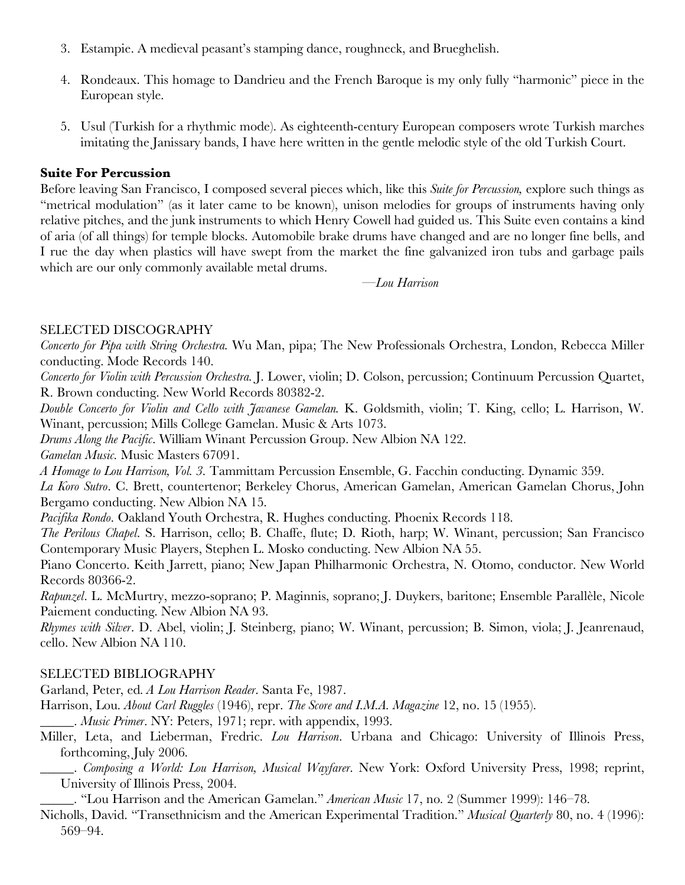3. Estampie. A medieval peasant's stamping dance, roughneck, and Brueghelish.

4. Rondeaux. This homage to Dandrieu and the French Baroque is my only fully "harmonic" piece in the European style.

5. Usul (Turkish for a rhythmic mode). As eighteenth-century European composers wrote Turkish marches imitating the Janissary bands, I have here written in the gentle melodic style of the old Turkish Court.

**Suite For Percussion**

Before leaving San Francisco, I composed several pieces which, like this *Suite for Percussion,* explore such things as "metrical modulation" (as it later came to be known), unison melodies for groups of instruments having only relative pitches, and the junk instruments to which Henry Cowell had guided us. This Suite even contains a kind of aria (of all things) for temple blocks. Automobile brake drums have changed and are no longer fine bells, and I rue the day when plastics will have swept from the market the fine galvanized iron tubs and garbage pails which are our only commonly available metal drums.

—*Lou Harrison*

SELECTED DISCOGRAPHY

*Concerto for Pipa with String Orchestra.* Wu Man, pipa; The New Professionals Orchestra, London, Rebecca Miller conducting. Mode Records 140.

*Concerto for Violin with Percussion Orchestra.* J. Lower, violin; D. Colson, percussion; Continuum Percussion Quartet, R. Brown conducting. New World Records 80382-2.

*Double Concerto for Violin and Cello with Javanese Gamelan.* K. Goldsmith, violin; T. King, cello; L. Harrison, W. Winant, percussion; Mills College Gamelan. Music & Arts 1073.

*Drums Along the Pacific*. William Winant Percussion Group. New Albion NA 122.

*Gamelan Music.* Music Masters 67091.

*A Homage to Lou Harrison, Vol. 3.* Tammittam Percussion Ensemble, G. Facchin conducting. Dynamic 359.

*La Koro Sutro*. C. Brett, countertenor; Berkeley Chorus, American Gamelan, American Gamelan Chorus, John Bergamo conducting. New Albion NA 15.

*Pacifika Rondo*. Oakland Youth Orchestra, R. Hughes conducting. Phoenix Records 118.

*The Perilous Chapel*. S. Harrison, cello; B. Chaffe, flute; D. Rioth, harp; W. Winant, percussion; San Francisco Contemporary Music Players, Stephen L. Mosko conducting. New Albion NA 55.

Piano Concerto. Keith Jarrett, piano; New Japan Philharmonic Orchestra, N. Otomo, conductor. New World Records 80366-2.

*Rapunzel*. L. McMurtry, mezzo-soprano; P. Maginnis, soprano; J. Duykers, baritone; Ensemble Parallèle, Nicole Paiement conducting. New Albion NA 93.

*Rhymes with Silver*. D. Abel, violin; J. Steinberg, piano; W. Winant, percussion; B. Simon, viola; J. Jeanrenaud, cello. New Albion NA 110.

SELECTED BIBLIOGRAPHY

Garland, Peter, ed. *A Lou Harrison Reader*. Santa Fe, 1987.

Harrison, Lou. *About Carl Ruggles* (1946), repr. *The Score and I.M.A. Magazine* 12, no. 15 (1955).

_____. *Music Primer*. NY: Peters, 1971; repr. with appendix, 1993.

Miller, Leta, and Lieberman, Fredric. *Lou Harrison*. Urbana and Chicago: University of Illinois Press, forthcoming, July 2006.

_____. *Composing a World: Lou Harrison, Musical Wayfarer*. New York: Oxford University Press, 1998; reprint, University of Illinois Press, 2004.

_____. "Lou Harrison and the American Gamelan." *American Music* 17, no. 2 (Summer 1999): 146–78.

Nicholls, David. "Transethnicism and the American Experimental Tradition." *Musical Quarterly* 80, no. 4 (1996): 569–94.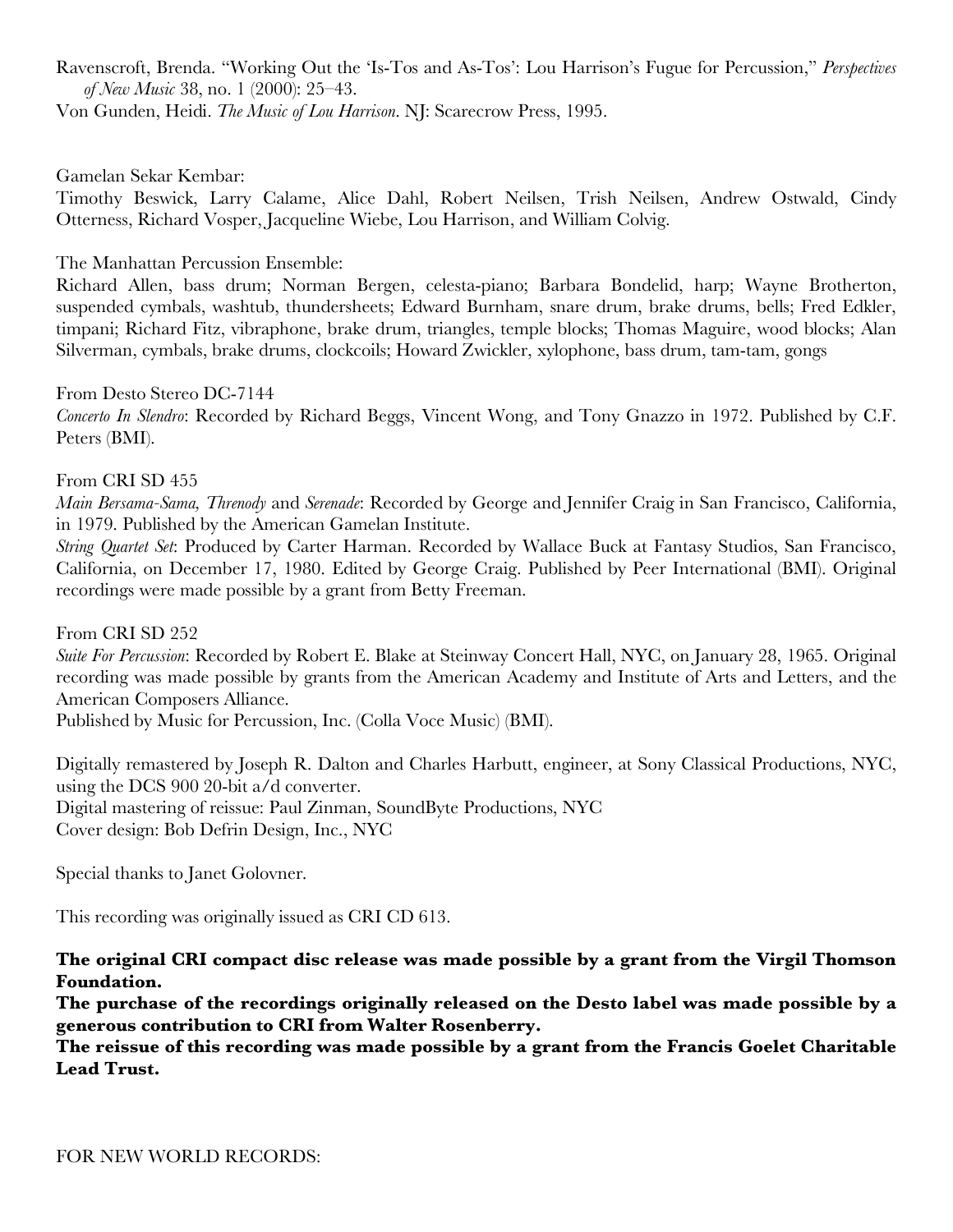Ravenscroft, Brenda. "Working Out the 'Is-Tos and As-Tos': Lou Harrison's Fugue for Percussion," *Perspectives of New Music* 38, no. 1 (2000): 25–43.

Von Gunden, Heidi. *The Music of Lou Harrison*. NJ: Scarecrow Press, 1995.

Gamelan Sekar Kembar:

Timothy Beswick, Larry Calame, Alice Dahl, Robert Neilsen, Trish Neilsen, Andrew Ostwald, Cindy Otterness, Richard Vosper, Jacqueline Wiebe, Lou Harrison, and William Colvig.

The Manhattan Percussion Ensemble:

Richard Allen, bass drum; Norman Bergen, celesta-piano; Barbara Bondelid, harp; Wayne Brotherton, suspended cymbals, washtub, thundersheets; Edward Burnham, snare drum, brake drums, bells; Fred Edkler, timpani; Richard Fitz, vibraphone, brake drum, triangles, temple blocks; Thomas Maguire, wood blocks; Alan Silverman, cymbals, brake drums, clockcoils; Howard Zwickler, xylophone, bass drum, tam-tam, gongs

From Desto Stereo DC-7144

*Concerto In Slendro*: Recorded by Richard Beggs, Vincent Wong, and Tony Gnazzo in 1972. Published by C.F. Peters (BMI).

From CRI SD 455

*Main Bersama-Sama, Threnody* and *Serenade*: Recorded by George and Jennifer Craig in San Francisco, California, in 1979. Published by the American Gamelan Institute.

*String Quartet Set*: Produced by Carter Harman. Recorded by Wallace Buck at Fantasy Studios, San Francisco, California, on December 17, 1980. Edited by George Craig. Published by Peer International (BMI). Original recordings were made possible by a grant from Betty Freeman.

From CRI SD 252

*Suite For Percussion*: Recorded by Robert E. Blake at Steinway Concert Hall, NYC, on January 28, 1965. Original recording was made possible by grants from the American Academy and Institute of Arts and Letters, and the American Composers Alliance.

Published by Music for Percussion, Inc. (Colla Voce Music) (BMI).

Digitally remastered by Joseph R. Dalton and Charles Harbutt, engineer, at Sony Classical Productions, NYC, using the DCS 900 20-bit a/d converter.

Digital mastering of reissue: Paul Zinman, SoundByte Productions, NYC

Cover design: Bob Defrin Design, Inc., NYC

Special thanks to Janet Golovner.

This recording was originally issued as CRI CD 613.

**The original CRI compact disc release was made possible by a grant from the Virgil Thomson Foundation.**

**The purchase of the recordings originally released on the Desto label was made possible by a generous contribution to CRI from Walter Rosenberry.**

**The reissue of this recording was made possible by a grant from the Francis Goelet Charitable Lead Trust.**

FOR NEW WORLD RECORDS: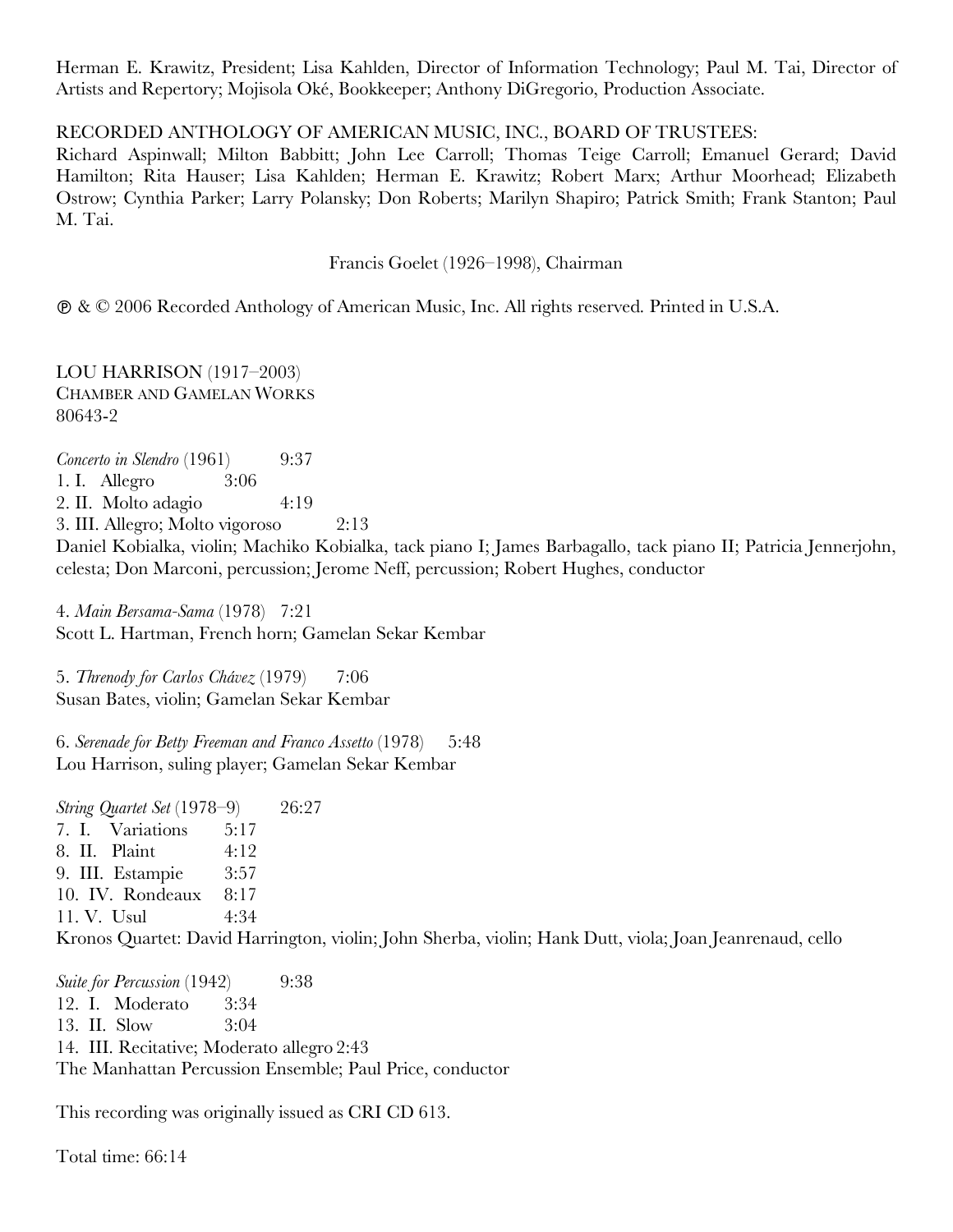Herman E. Krawitz, President; Lisa Kahlden, Director of Information Technology; Paul M. Tai, Director of Artists and Repertory; Mojisola Oké, Bookkeeper; Anthony DiGregorio, Production Associate.

RECORDED ANTHOLOGY OF AMERICAN MUSIC, INC., BOARD OF TRUSTEES:
Richard Aspinwall; Milton Babbitt; John Lee Carroll; Thomas Teige Carroll; Emanuel Gerard; David Hamilton; Rita Hauser; Lisa Kahlden; Herman E. Krawitz; Robert Marx; Arthur Moorhead; Elizabeth Ostrow; Cynthia Parker; Larry Polansky; Don Roberts; Marilyn Shapiro; Patrick Smith; Frank Stanton; Paul M. Tai.

Francis Goelet (1926–1998), Chairman

℗ & © 2006 Recorded Anthology of American Music, Inc. All rights reserved. Printed in U.S.A.

LOU HARRISON (1917–2003)
CHAMBER AND GAMELAN WORKS
80643-2

*Concerto in Slendro* (1961) 9:37
1. I. Allegro 3:06
2. II. Molto adagio 4:19
3. III. Allegro; Molto vigoroso 2:13
Daniel Kobialka, violin; Machiko Kobialka, tack piano I; James Barbagallo, tack piano II; Patricia Jennerjohn, celesta; Don Marconi, percussion; Jerome Neff, percussion; Robert Hughes, conductor

4. *Main Bersama-Sama* (1978) 7:21
Scott L. Hartman, French horn; Gamelan Sekar Kembar

5. *Threnody for Carlos Chávez* (1979) 7:06
Susan Bates, violin; Gamelan Sekar Kembar

6. *Serenade for Betty Freeman and Franco Assetto* (1978) 5:48
Lou Harrison, suling player; Gamelan Sekar Kembar

*String Quartet Set* (1978–9) 26:27
7. I. Variations 5:17
8. II. Plaint 4:12
9. III. Estampie 3:57
10. IV. Rondeaux 8:17
11. V. Usul 4:34
Kronos Quartet: David Harrington, violin; John Sherba, violin; Hank Dutt, viola; Joan Jeanrenaud, cello

*Suite for Percussion* (1942) 9:38
12. I. Moderato 3:34
13. II. Slow 3:04
14. III. Recitative; Moderato allegro 2:43
The Manhattan Percussion Ensemble; Paul Price, conductor

This recording was originally issued as CRI CD 613.

Total time: 66:14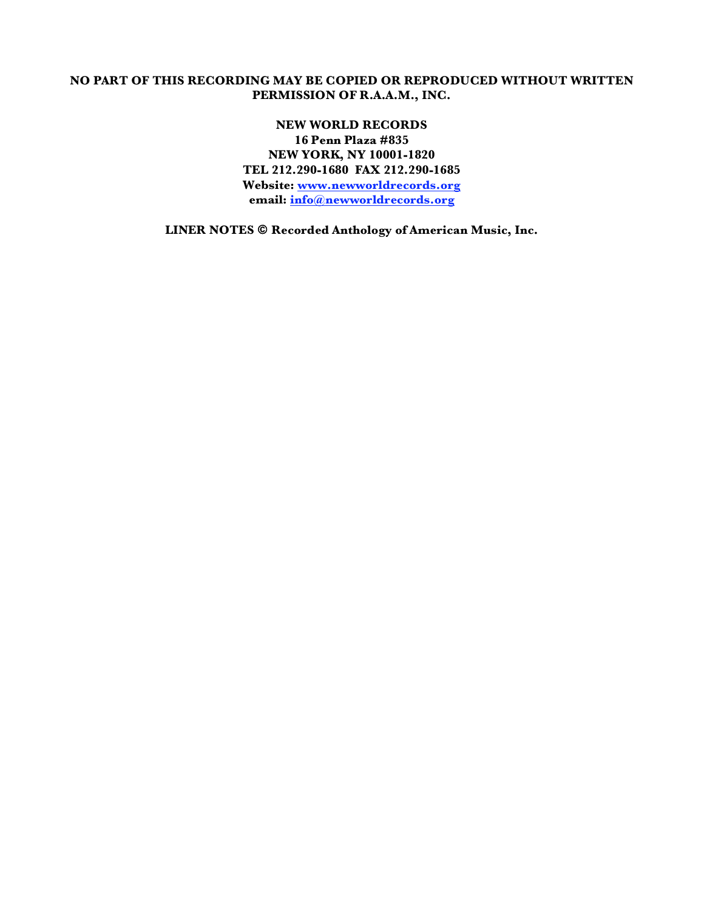**NO PART OF THIS RECORDING MAY BE COPIED OR REPRODUCED WITHOUT WRITTEN PERMISSION OF R.A.A.M., INC.**

**NEW WORLD RECORDS**
**16 Penn Plaza #835**
**NEW YORK, NY 10001-1820**
**TEL 212.290-1680 FAX 212.290-1685**
**Website: [www.newworldrecords.org](http://www.newworldrecords.org)**
**email: [info@newworldrecords.org](mailto:info@newworldrecords.org)**

**LINER NOTES © Recorded Anthology of American Music, Inc.**